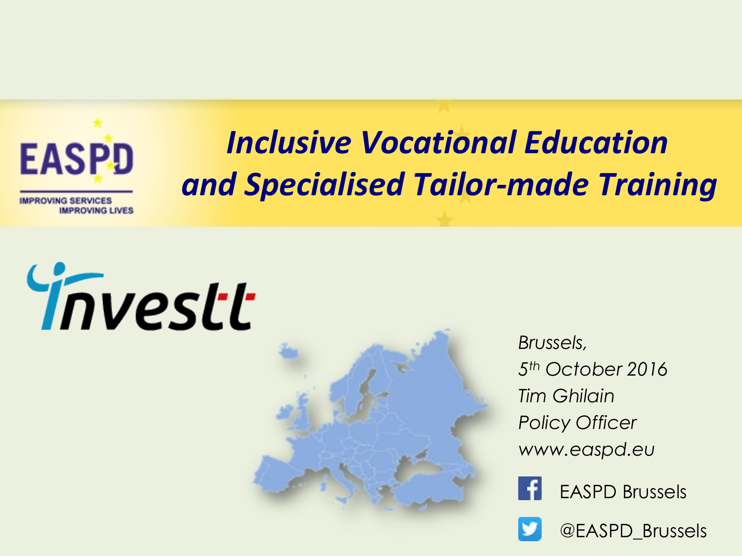EASPD

IMPROVING SERVICES IMPROVING LIVES

# Inclusive Vocational Education and Specialised Tailor-made Training

investt

*Brussels,*

*5th October 2016*

*Tim Ghilain*

*Policy Officer*

*www.easpd.eu*

EASPD Brussels

@EASPD_Brussels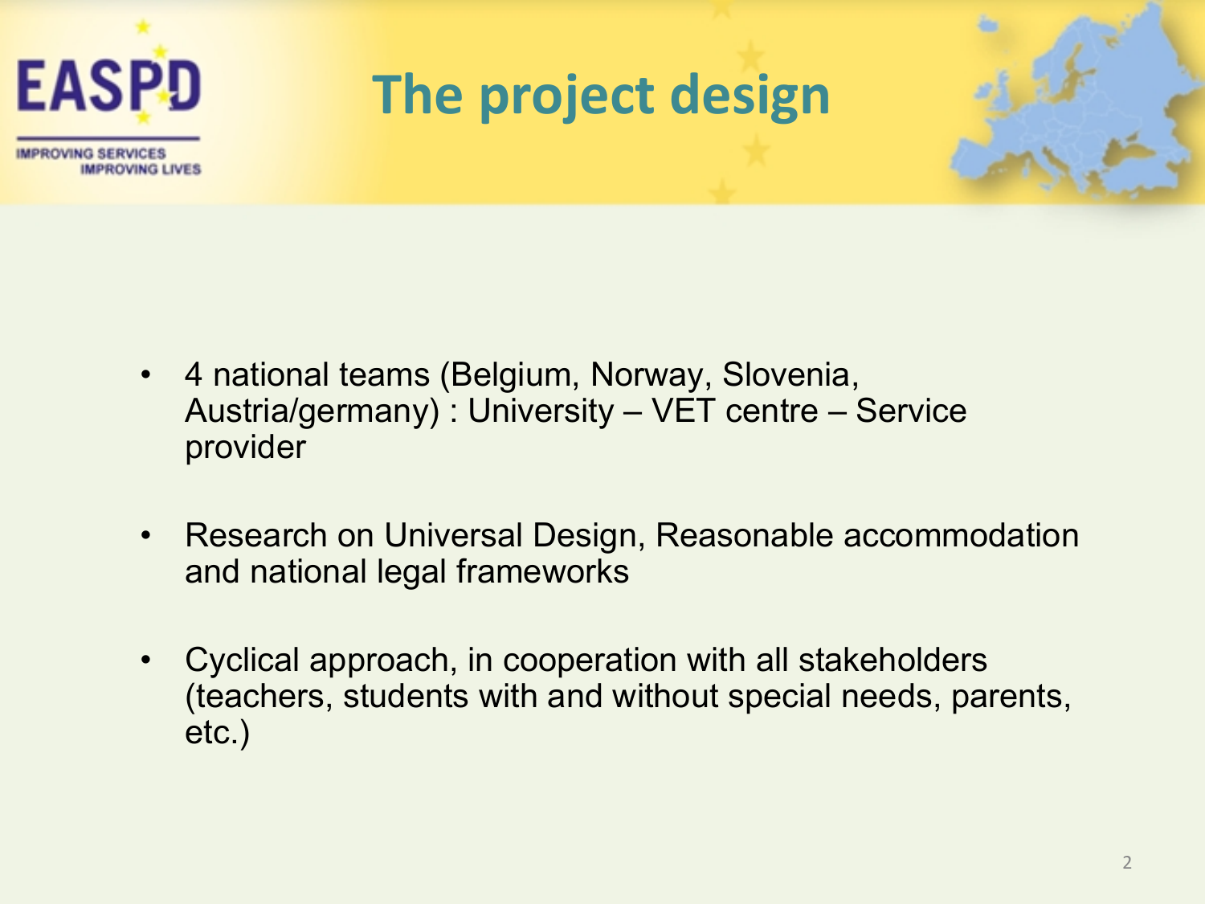# The project design

- 4 national teams (Belgium, Norway, Slovenia, Austria/germany) : University – VET centre – Service provider
- Research on Universal Design, Reasonable accommodation and national legal frameworks
- Cyclical approach, in cooperation with all stakeholders (teachers, students with and without special needs, parents, etc.)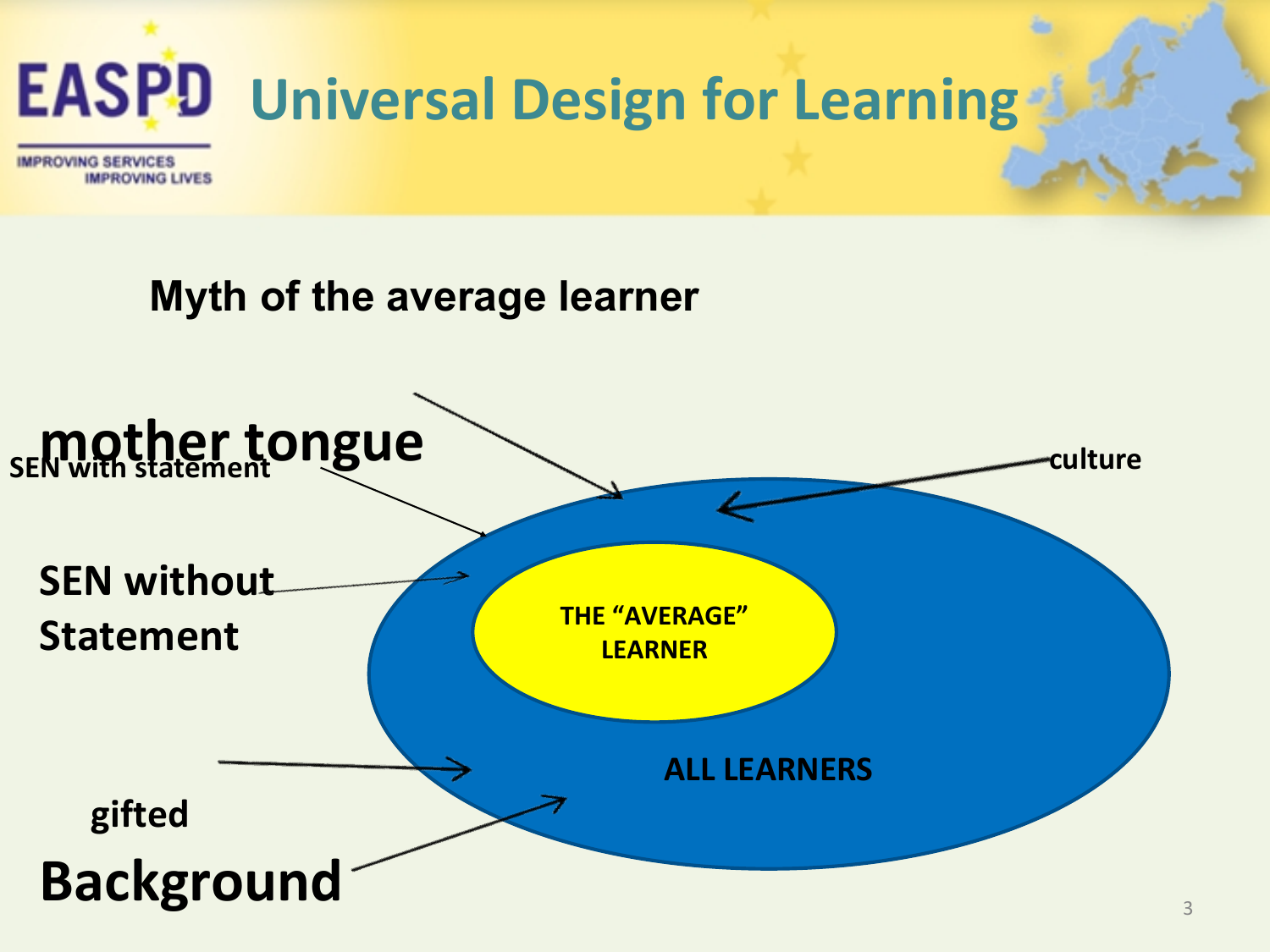# Universal Design for Learning

## Myth of the average learner

mother tongue

SEN with statement

culture

SEN without Statement

THE "AVERAGE" LEARNER

ALL LEARNERS

gifted

Background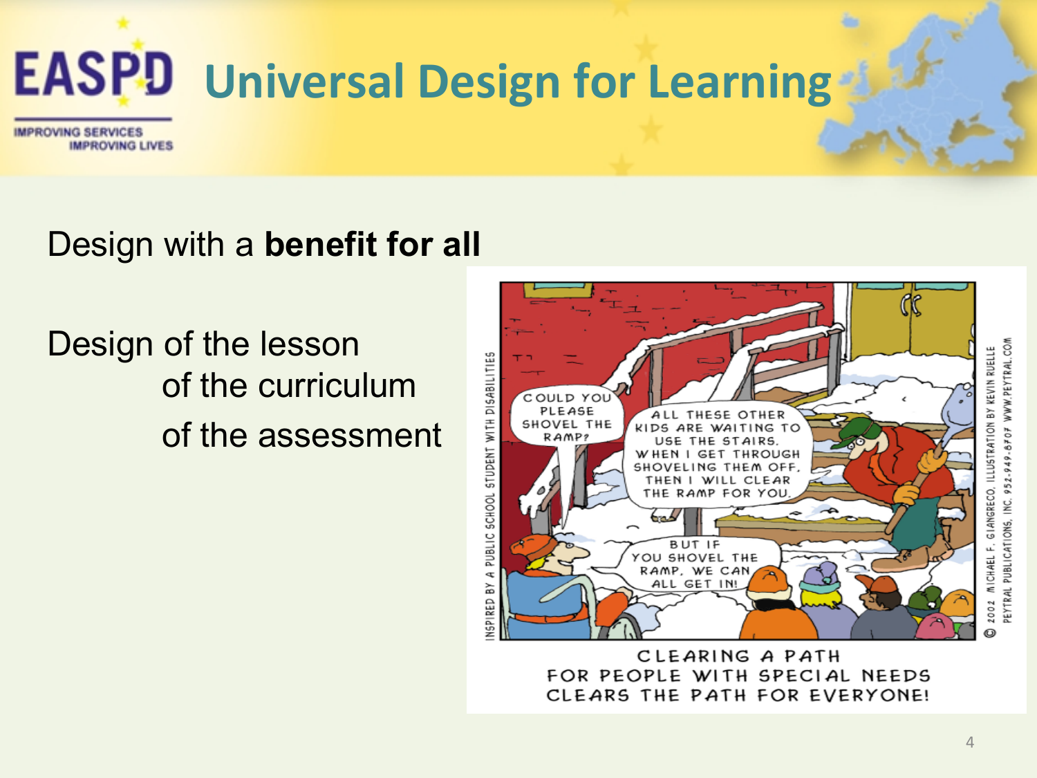# Universal Design for Learning

Design with a **benefit for all**

Design of the lesson
of the curriculum
of the assessment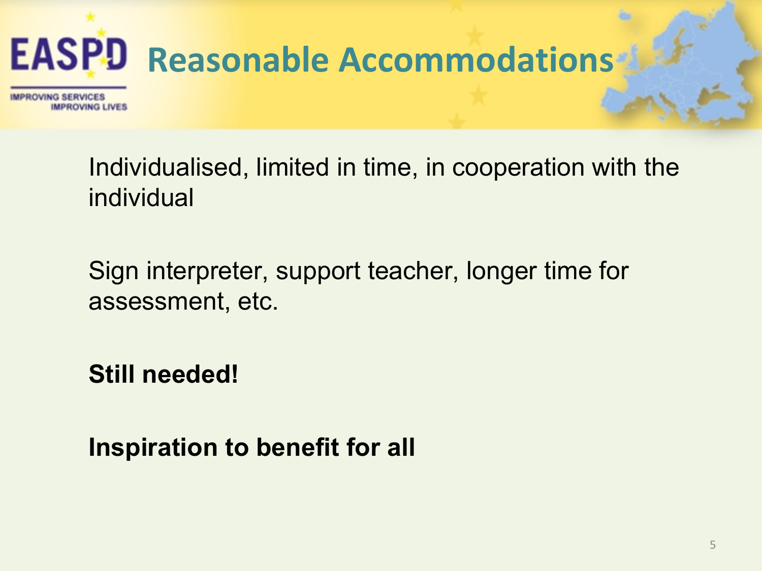# Reasonable Accommodations

Individualised, limited in time, in cooperation with the individual

Sign interpreter, support teacher, longer time for assessment, etc.

**Still needed!**

**Inspiration to benefit for all**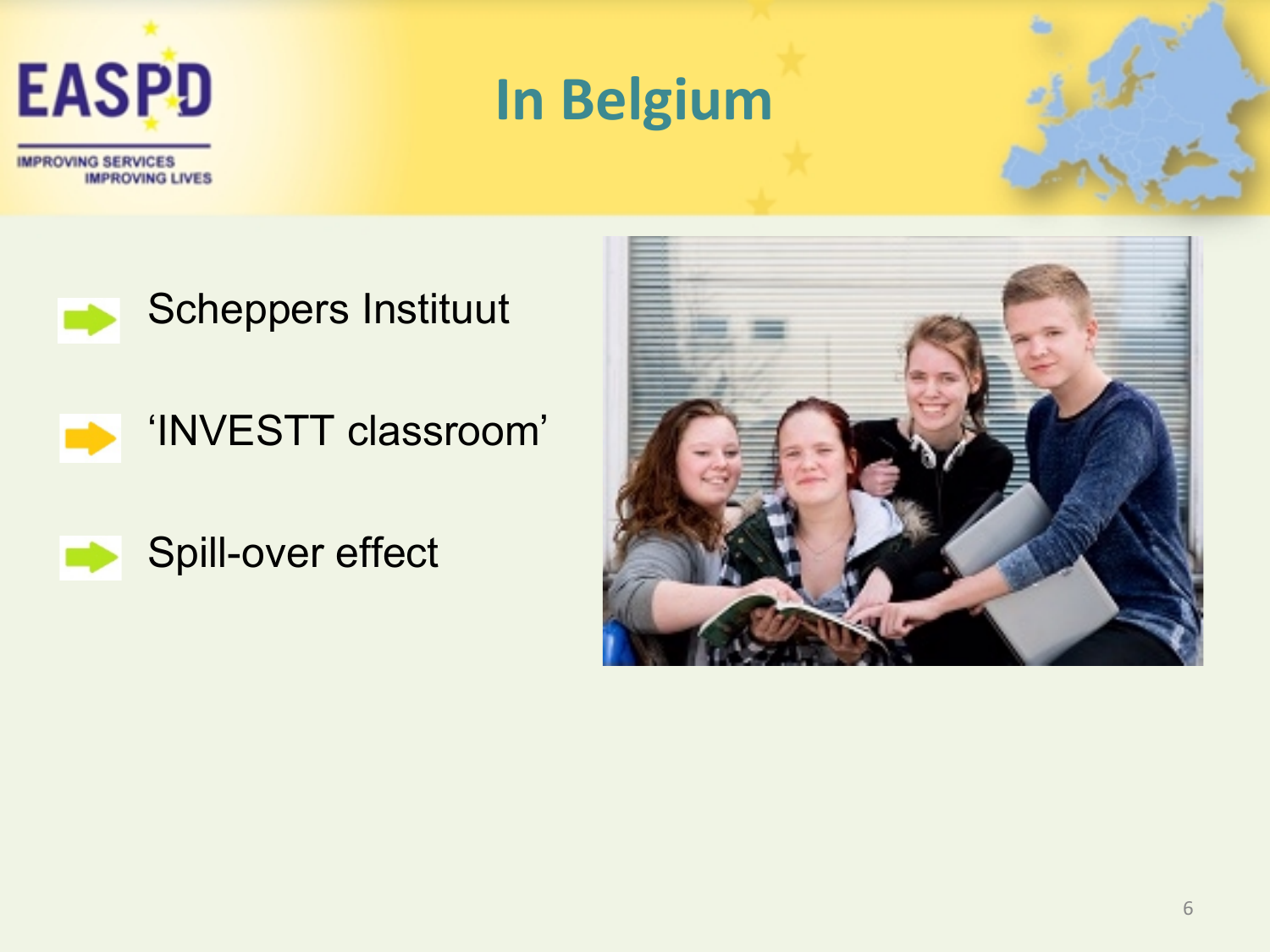# In Belgium

- Scheppers Instituut
- 'INVESTT classroom'
- Spill-over effect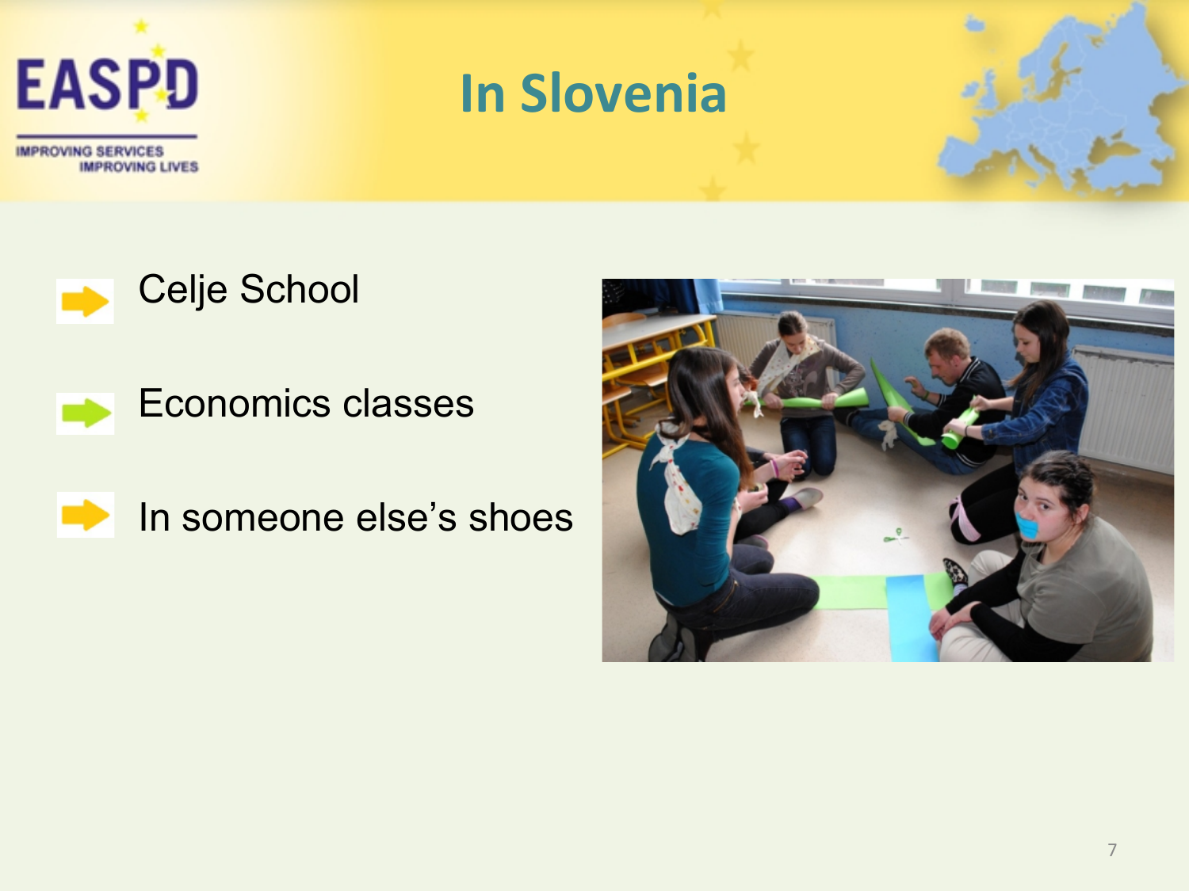# In Slovenia

- Celje School
- Economics classes
- In someone else's shoes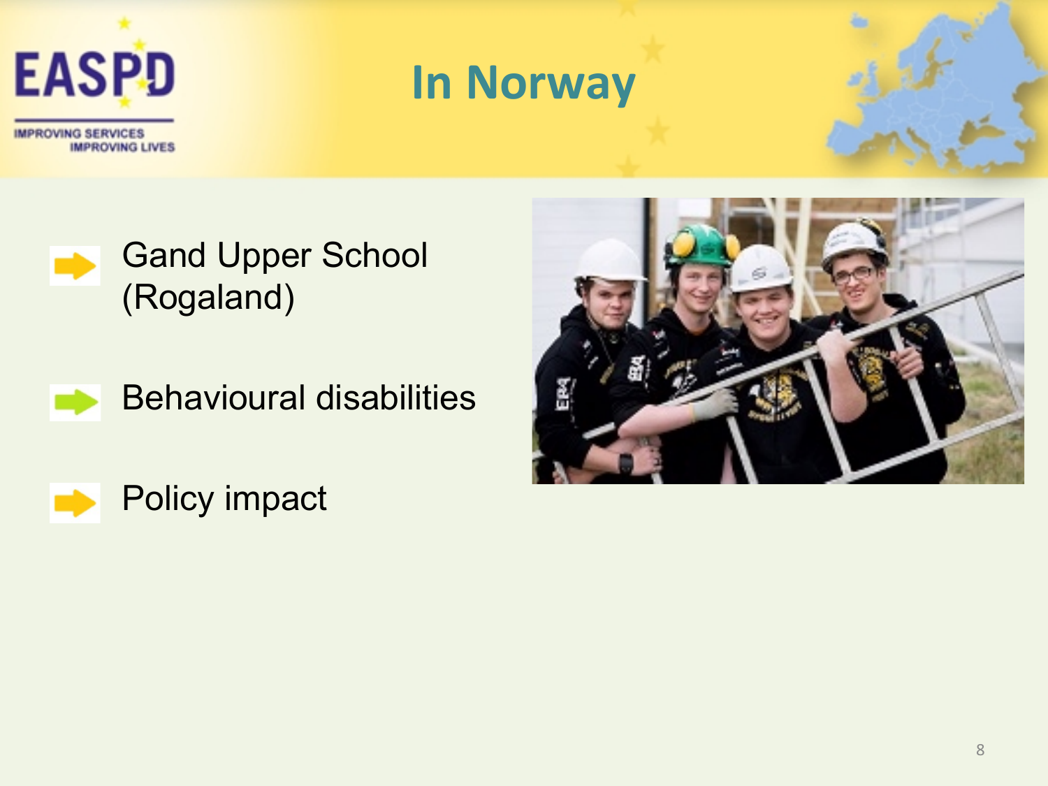# In Norway

- Gand Upper School (Rogaland)
- Behavioural disabilities
- Policy impact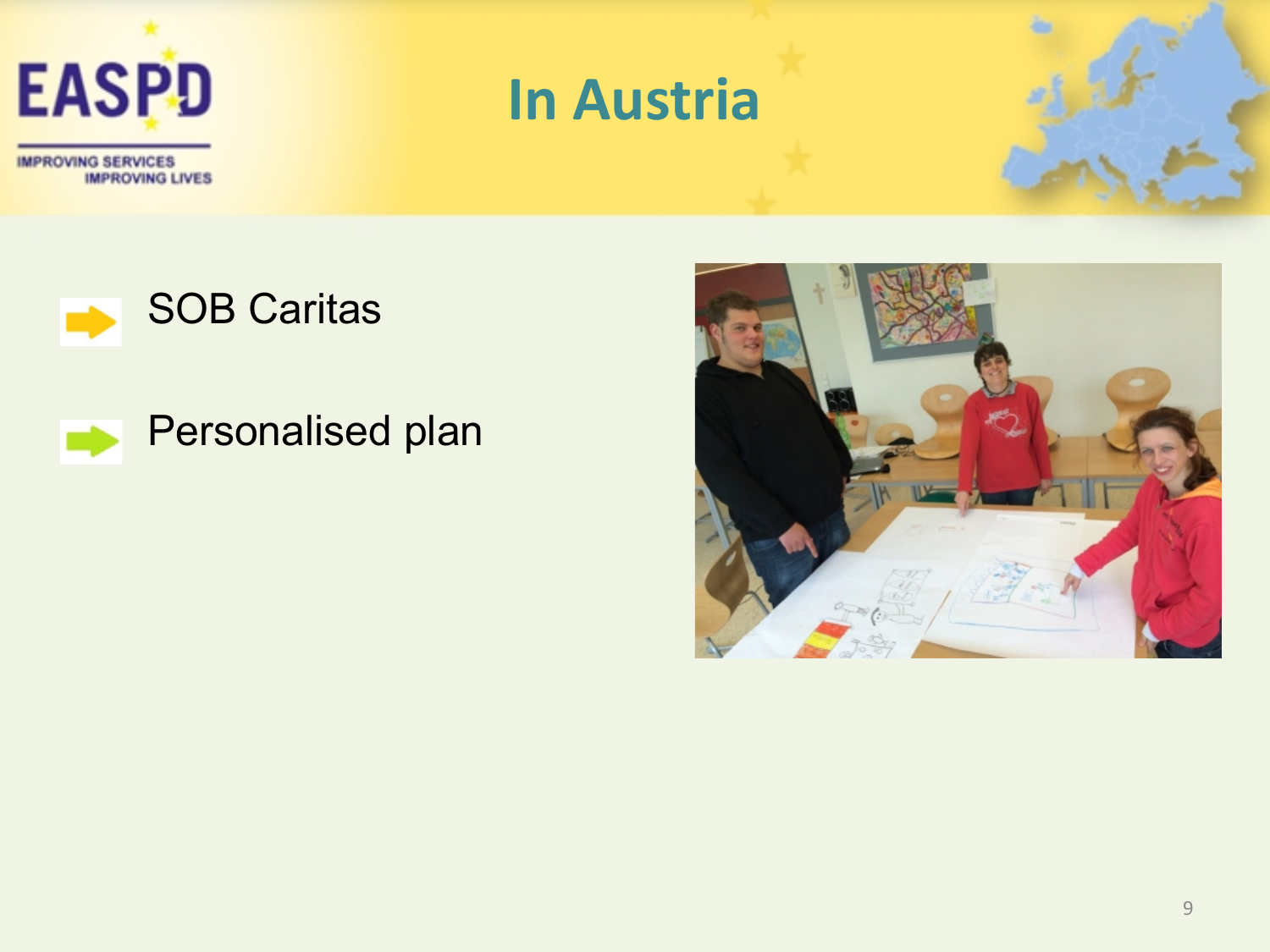# In Austria

- SOB Caritas
- Personalised plan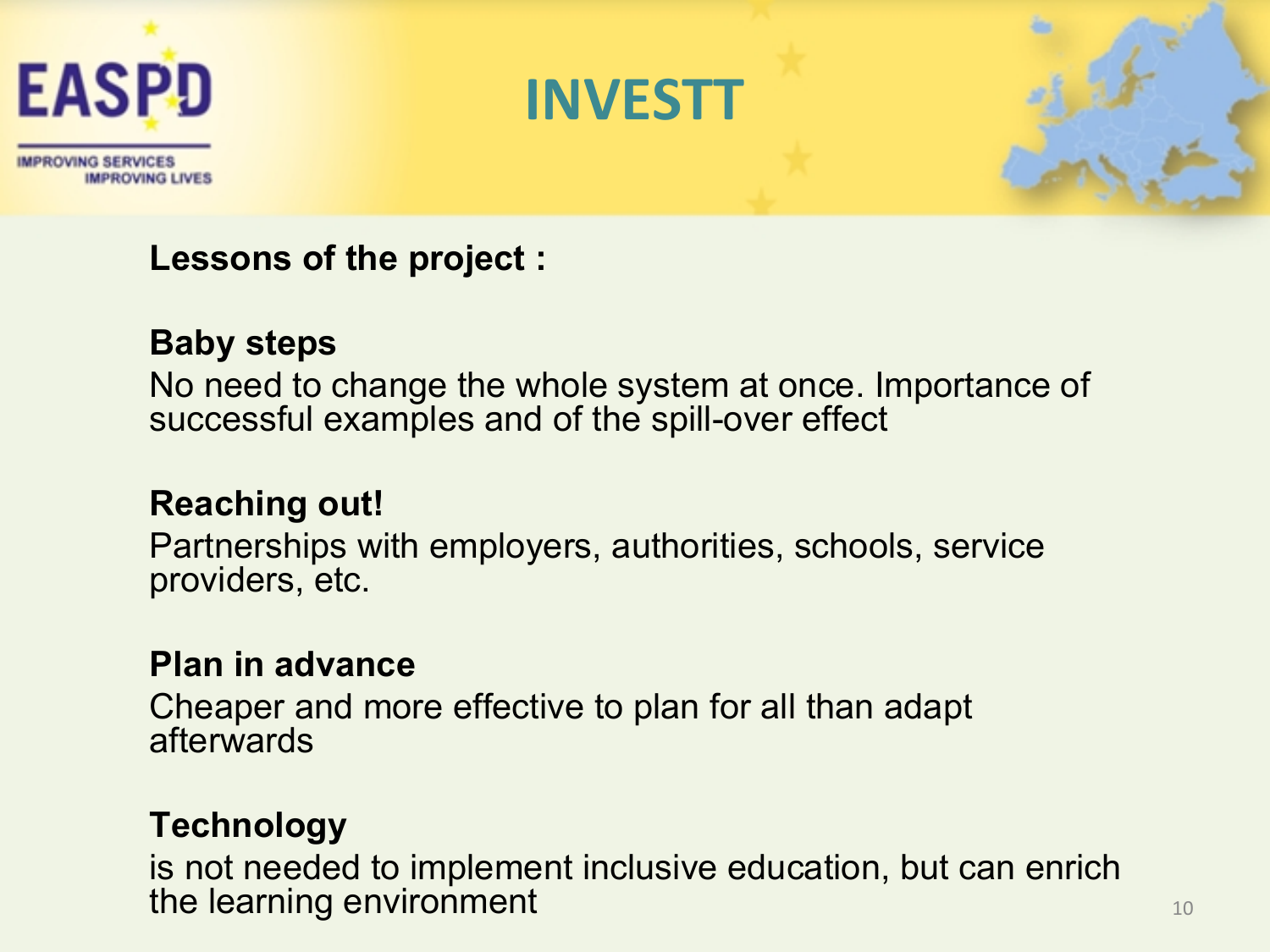# INVESTT

**Lessons of the project :**

**Baby steps**
No need to change the whole system at once. Importance of successful examples and of the spill-over effect

**Reaching out!**
Partnerships with employers, authorities, schools, service providers, etc.

**Plan in advance**
Cheaper and more effective to plan for all than adapt afterwards

**Technology**
is not needed to implement inclusive education, but can enrich the learning environment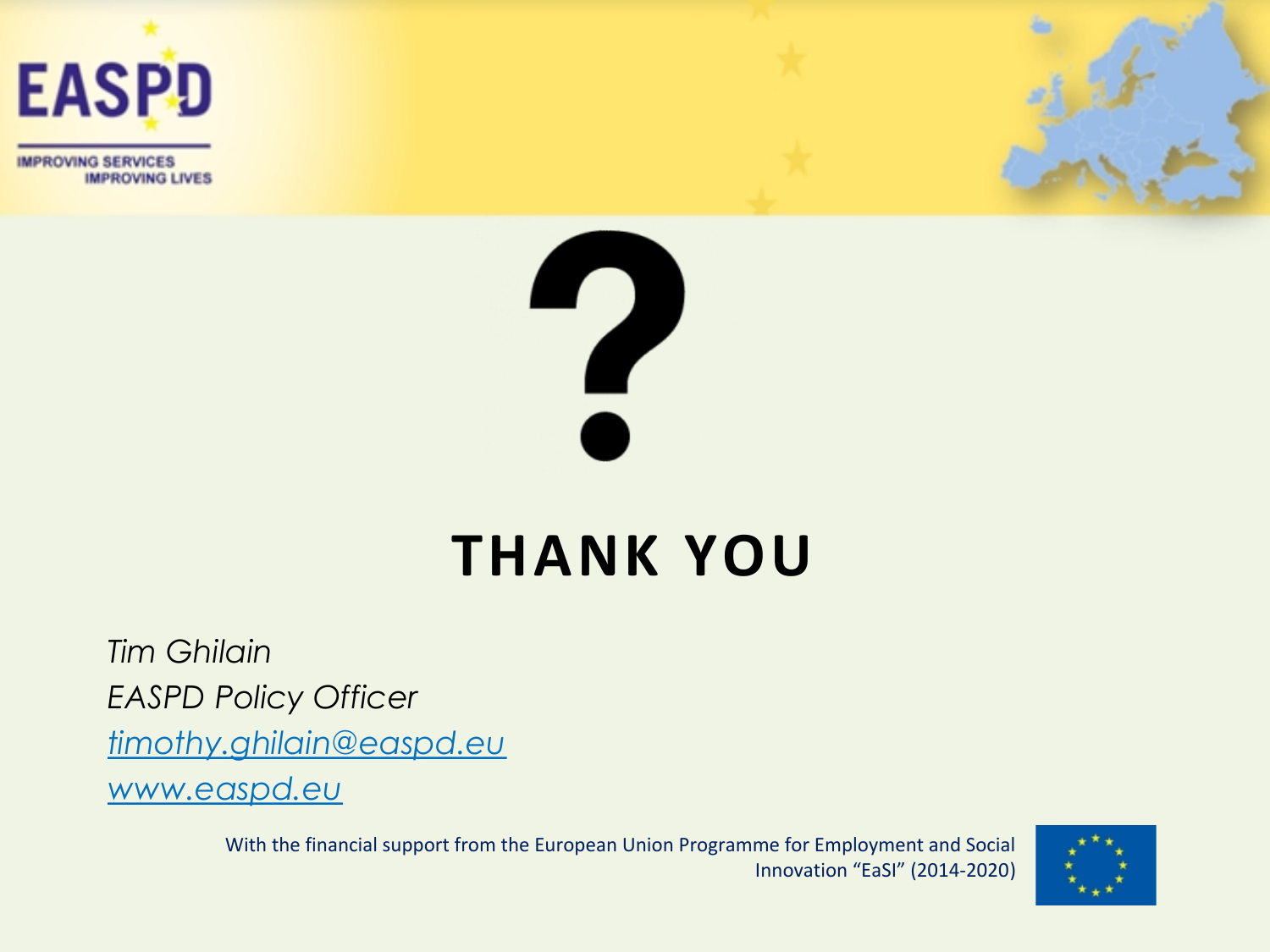EASPD

IMPROVING SERVICES
IMPROVING LIVES

?

# THANK YOU

*Tim Ghilain*
*EASPD Policy Officer*
*timothy.ghilain@easpd.eu*
*www.easpd.eu*

With the financial support from the European Union Programme for Employment and Social Innovation "EaSI" (2014-2020)